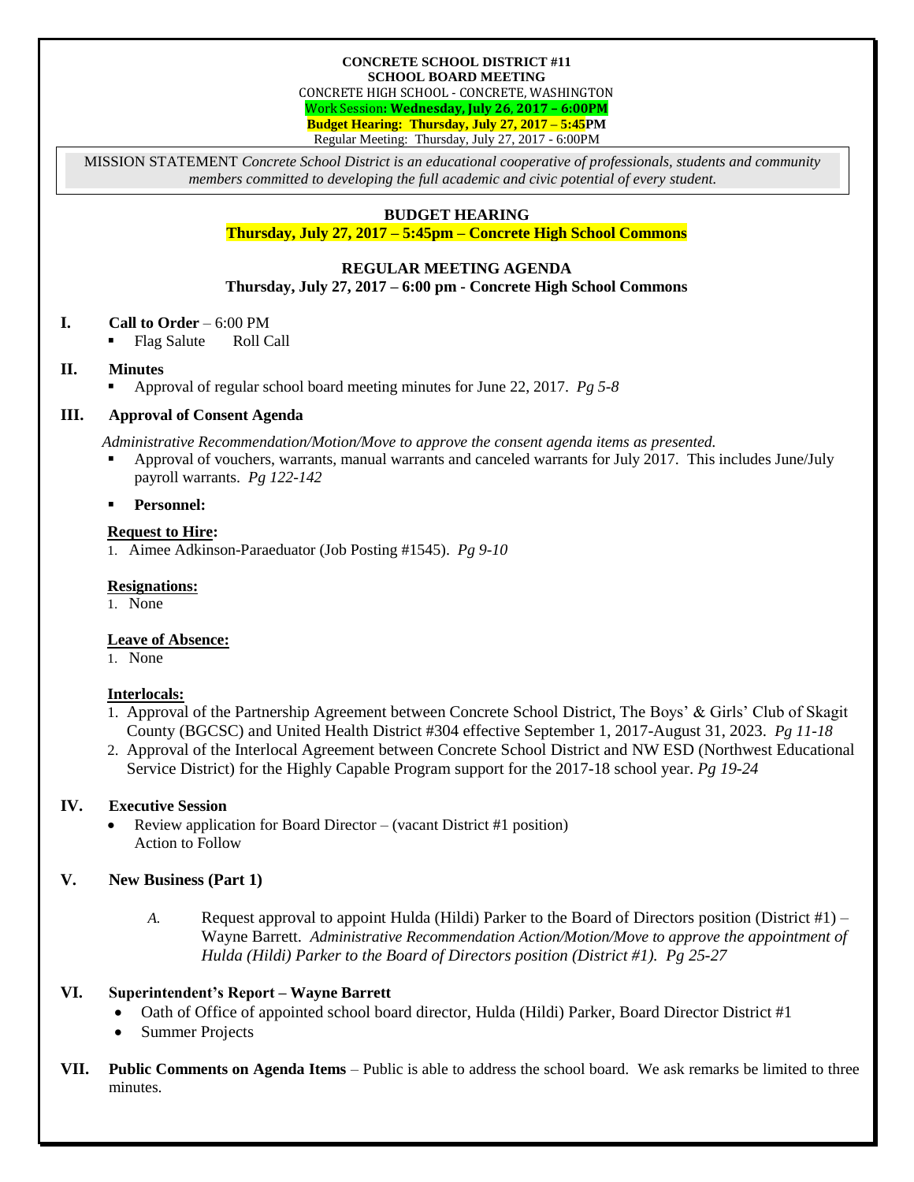**CONCRETE SCHOOL DISTRICT #11**
**SCHOOL BOARD MEETING**
CONCRETE HIGH SCHOOL - CONCRETE, WASHINGTON
Work Session**: Wednesday, July 26, 2017 – 6:00PM**
**Budget Hearing: Thursday, July 27, 2017 – 5:45PM**
Regular Meeting: Thursday, July 27, 2017 - 6:00PM

MISSION STATEMENT *Concrete School District is an educational cooperative of professionals, students and community members committed to developing the full academic and civic potential of every student.*

## BUDGET HEARING

**Thursday, July 27, 2017 – 5:45pm – Concrete High School Commons**

## REGULAR MEETING AGENDA

**Thursday, July 27, 2017 – 6:00 pm - Concrete High School Commons**

### I. Call to Order – 6:00 PM

- Flag Salute   Roll Call

### II. Minutes

- Approval of regular school board meeting minutes for June 22, 2017. *Pg 5-8*

### III. Approval of Consent Agenda

*Administrative Recommendation/Motion/Move to approve the consent agenda items as presented.*

- Approval of vouchers, warrants, manual warrants and canceled warrants for July 2017. This includes June/July payroll warrants. *Pg 122-142*
- **Personnel:**

**Request to Hire:**

1. Aimee Adkinson-Paraeduator (Job Posting #1545). *Pg 9-10*

**Resignations:**

1. None

**Leave of Absence:**

1. None

**Interlocals:**

1. Approval of the Partnership Agreement between Concrete School District, The Boys' & Girls' Club of Skagit County (BGCSC) and United Health District #304 effective September 1, 2017-August 31, 2023. *Pg 11-18*
2. Approval of the Interlocal Agreement between Concrete School District and NW ESD (Northwest Educational Service District) for the Highly Capable Program support for the 2017-18 school year. *Pg 19-24*

### IV. Executive Session

- Review application for Board Director – (vacant District #1 position)
  Action to Follow

### V. New Business (Part 1)

*A.* Request approval to appoint Hulda (Hildi) Parker to the Board of Directors position (District #1) – Wayne Barrett. *Administrative Recommendation Action/Motion/Move to approve the appointment of Hulda (Hildi) Parker to the Board of Directors position (District #1). Pg 25-27*

### VI. Superintendent's Report – Wayne Barrett

- Oath of Office of appointed school board director, Hulda (Hildi) Parker, Board Director District #1
- Summer Projects

### VII. Public Comments on Agenda Items – Public is able to address the school board. We ask remarks be limited to three minutes.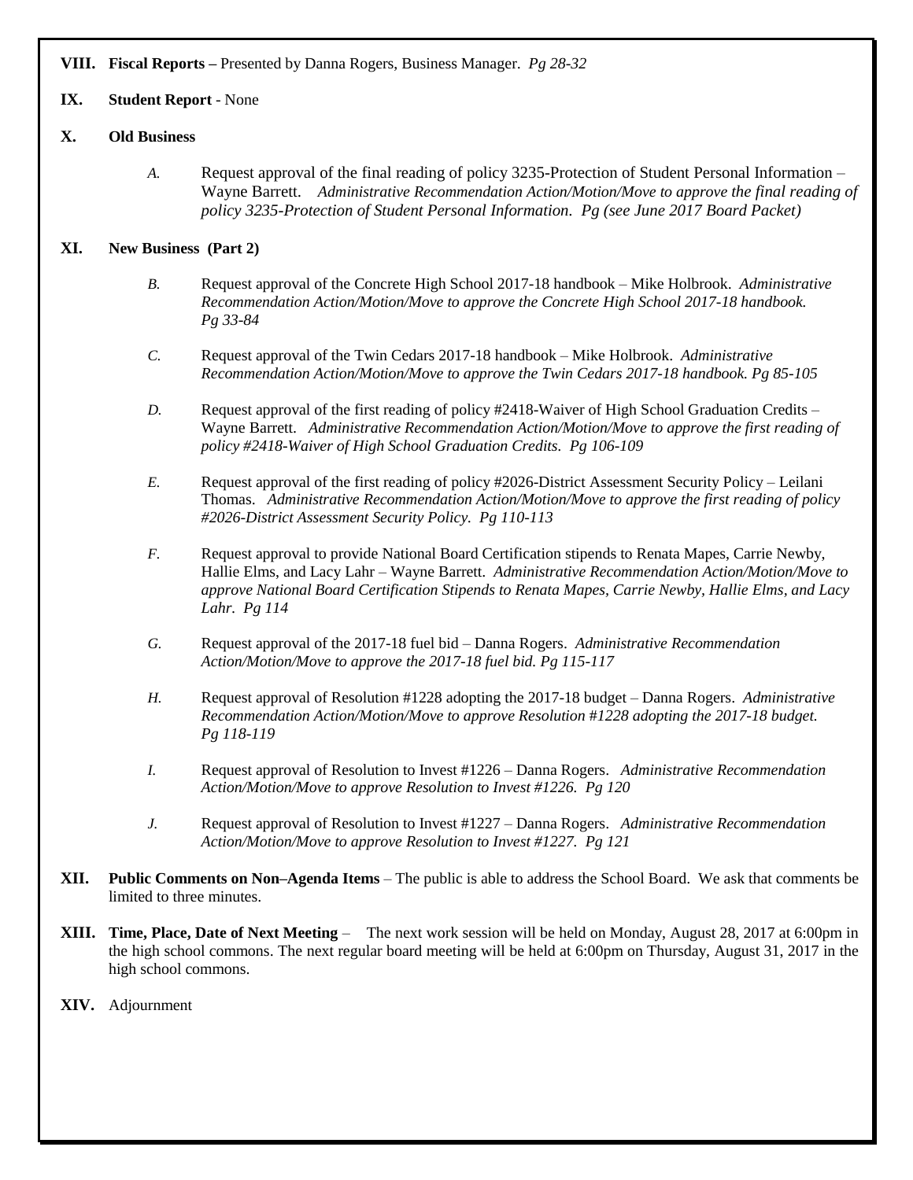**VIII. Fiscal Reports –** Presented by Danna Rogers, Business Manager. *Pg 28-32*

**IX. Student Report** - None

**X. Old Business**

*A.* Request approval of the final reading of policy 3235-Protection of Student Personal Information – Wayne Barrett. *Administrative Recommendation Action/Motion/Move to approve the final reading of policy 3235-Protection of Student Personal Information. Pg (see June 2017 Board Packet)*

**XI. New Business (Part 2)**

*B.* Request approval of the Concrete High School 2017-18 handbook – Mike Holbrook. *Administrative Recommendation Action/Motion/Move to approve the Concrete High School 2017-18 handbook. Pg 33-84*

*C.* Request approval of the Twin Cedars 2017-18 handbook – Mike Holbrook. *Administrative Recommendation Action/Motion/Move to approve the Twin Cedars 2017-18 handbook. Pg 85-105*

*D.* Request approval of the first reading of policy #2418-Waiver of High School Graduation Credits – Wayne Barrett. *Administrative Recommendation Action/Motion/Move to approve the first reading of policy #2418-Waiver of High School Graduation Credits. Pg 106-109*

*E.* Request approval of the first reading of policy #2026-District Assessment Security Policy – Leilani Thomas. *Administrative Recommendation Action/Motion/Move to approve the first reading of policy #2026-District Assessment Security Policy. Pg 110-113*

*F.* Request approval to provide National Board Certification stipends to Renata Mapes, Carrie Newby, Hallie Elms, and Lacy Lahr – Wayne Barrett. *Administrative Recommendation Action/Motion/Move to approve National Board Certification Stipends to Renata Mapes, Carrie Newby, Hallie Elms, and Lacy Lahr. Pg 114*

*G.* Request approval of the 2017-18 fuel bid – Danna Rogers. *Administrative Recommendation Action/Motion/Move to approve the 2017-18 fuel bid. Pg 115-117*

*H.* Request approval of Resolution #1228 adopting the 2017-18 budget – Danna Rogers. *Administrative Recommendation Action/Motion/Move to approve Resolution #1228 adopting the 2017-18 budget. Pg 118-119*

*I.* Request approval of Resolution to Invest #1226 – Danna Rogers. *Administrative Recommendation Action/Motion/Move to approve Resolution to Invest #1226. Pg 120*

*J.* Request approval of Resolution to Invest #1227 – Danna Rogers. *Administrative Recommendation Action/Motion/Move to approve Resolution to Invest #1227. Pg 121*

**XII. Public Comments on Non–Agenda Items** – The public is able to address the School Board. We ask that comments be limited to three minutes.

**XIII. Time, Place, Date of Next Meeting** – The next work session will be held on Monday, August 28, 2017 at 6:00pm in the high school commons. The next regular board meeting will be held at 6:00pm on Thursday, August 31, 2017 in the high school commons.

**XIV.** Adjournment